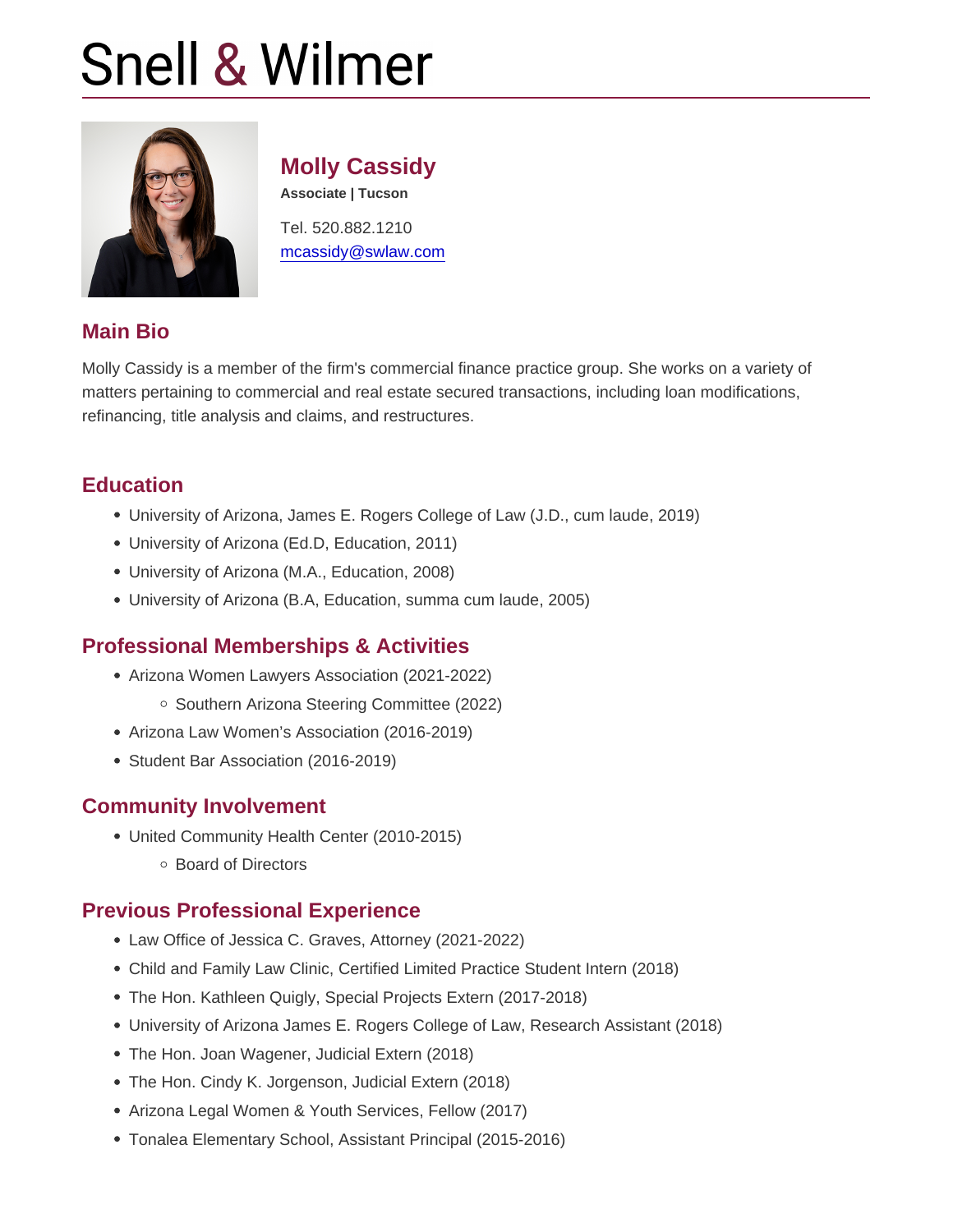# Snell & Wilmer

## Molly Cassidy

**Associate | Tucson**

Tel. 520.882.1210
mcassidy@swlaw.com

## Main Bio

Molly Cassidy is a member of the firm's commercial finance practice group. She works on a variety of matters pertaining to commercial and real estate secured transactions, including loan modifications, refinancing, title analysis and claims, and restructures.

## Education

- University of Arizona, James E. Rogers College of Law (J.D., cum laude, 2019)
- University of Arizona (Ed.D, Education, 2011)
- University of Arizona (M.A., Education, 2008)
- University of Arizona (B.A, Education, summa cum laude, 2005)

## Professional Memberships & Activities

- Arizona Women Lawyers Association (2021-2022)
  - Southern Arizona Steering Committee (2022)
- Arizona Law Women's Association (2016-2019)
- Student Bar Association (2016-2019)

## Community Involvement

- United Community Health Center (2010-2015)
  - Board of Directors

## Previous Professional Experience

- Law Office of Jessica C. Graves, Attorney (2021-2022)
- Child and Family Law Clinic, Certified Limited Practice Student Intern (2018)
- The Hon. Kathleen Quigly, Special Projects Extern (2017-2018)
- University of Arizona James E. Rogers College of Law, Research Assistant (2018)
- The Hon. Joan Wagener, Judicial Extern (2018)
- The Hon. Cindy K. Jorgenson, Judicial Extern (2018)
- Arizona Legal Women & Youth Services, Fellow (2017)
- Tonalea Elementary School, Assistant Principal (2015-2016)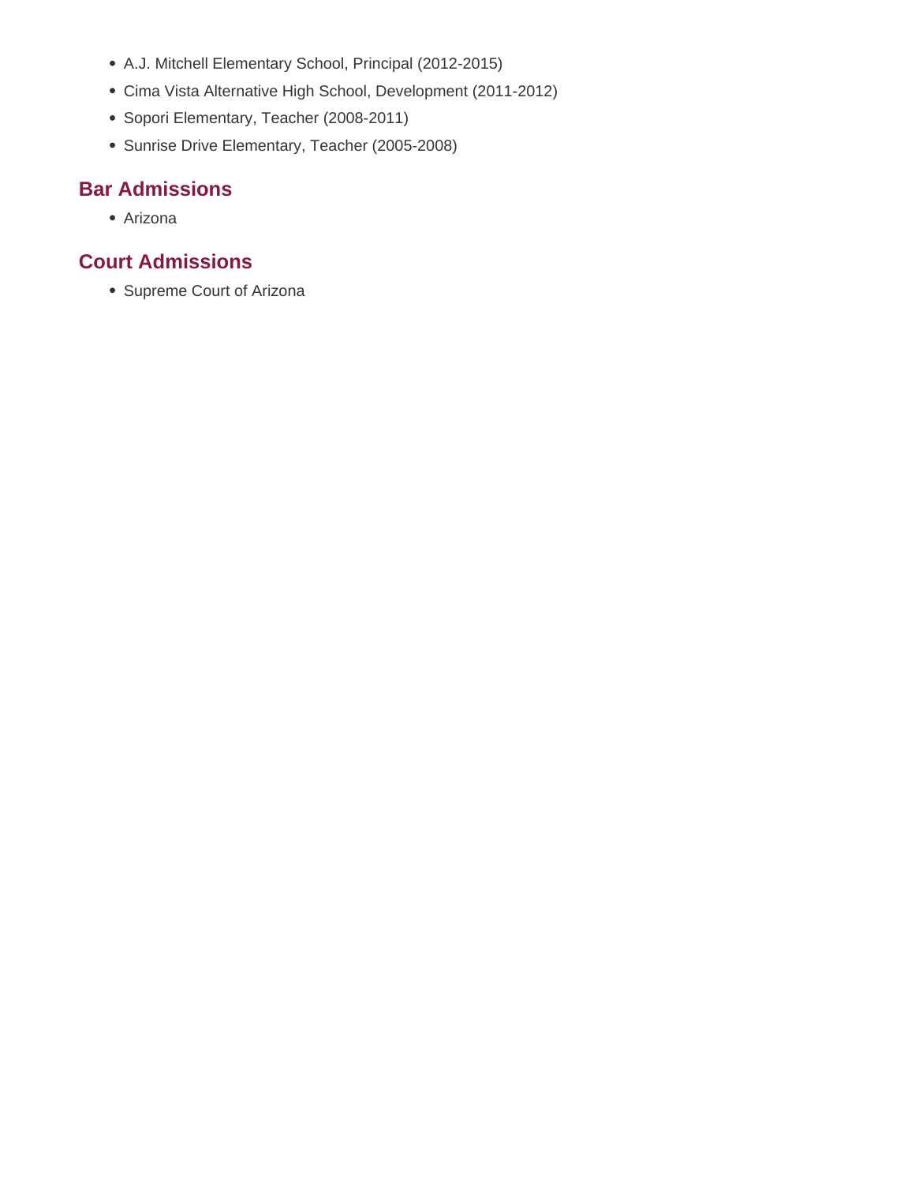- A.J. Mitchell Elementary School, Principal (2012-2015)
- Cima Vista Alternative High School, Development (2011-2012)
- Sopori Elementary, Teacher (2008-2011)
- Sunrise Drive Elementary, Teacher (2005-2008)

## Bar Admissions

- Arizona

## Court Admissions

- Supreme Court of Arizona